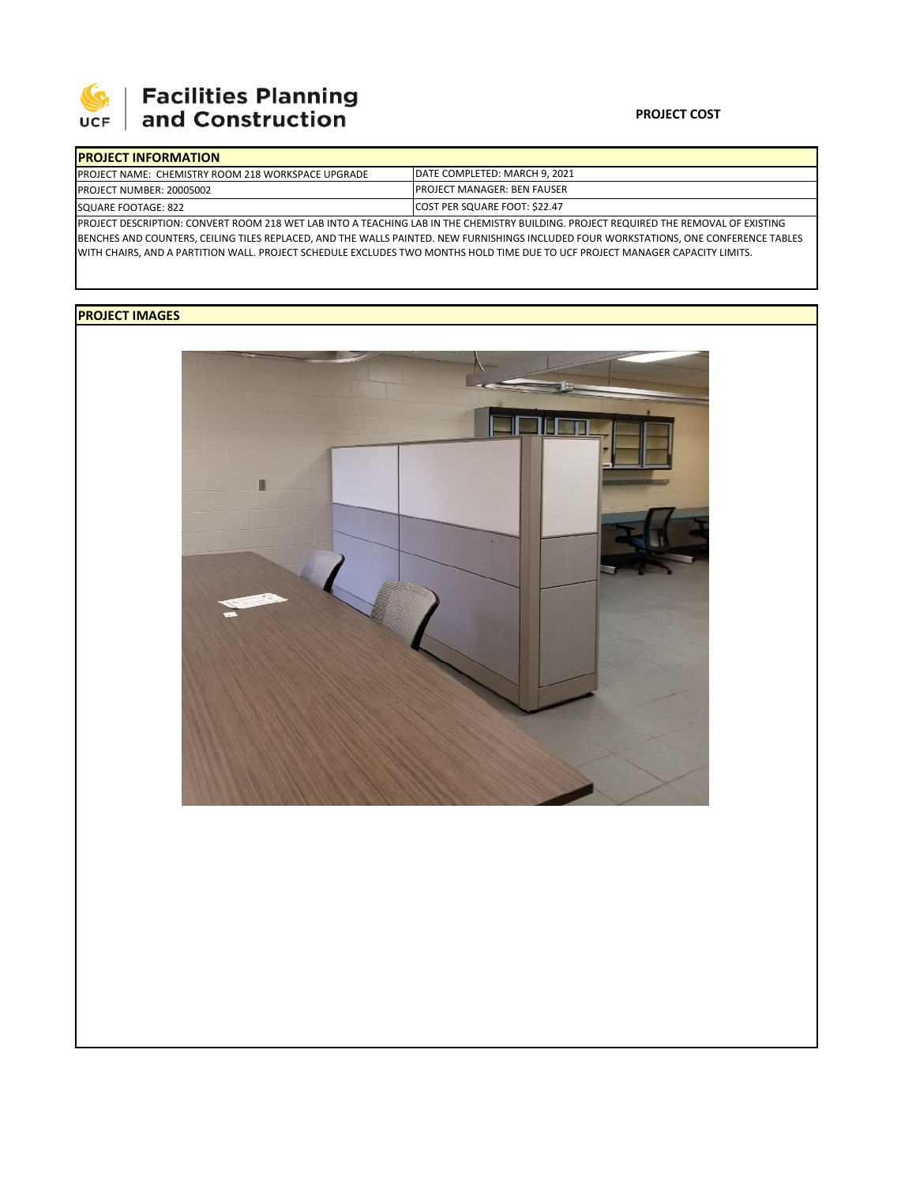**Facilities Planning and Construction**

**PROJECT COST**

## PROJECT INFORMATION

| PROJECT NAME: CHEMISTRY ROOM 218 WORKSPACE UPGRADE | DATE COMPLETED: MARCH 9, 2021 |
|---|---|
| PROJECT NUMBER: 20005002 | PROJECT MANAGER: BEN FAUSER |
| SQUARE FOOTAGE: 822 | COST PER SQUARE FOOT: $22.47 |

PROJECT DESCRIPTION: CONVERT ROOM 218 WET LAB INTO A TEACHING LAB IN THE CHEMISTRY BUILDING. PROJECT REQUIRED THE REMOVAL OF EXISTING BENCHES AND COUNTERS, CEILING TILES REPLACED, AND THE WALLS PAINTED. NEW FURNISHINGS INCLUDED FOUR WORKSTATIONS, ONE CONFERENCE TABLES WITH CHAIRS, AND A PARTITION WALL. PROJECT SCHEDULE EXCLUDES TWO MONTHS HOLD TIME DUE TO UCF PROJECT MANAGER CAPACITY LIMITS.

## PROJECT IMAGES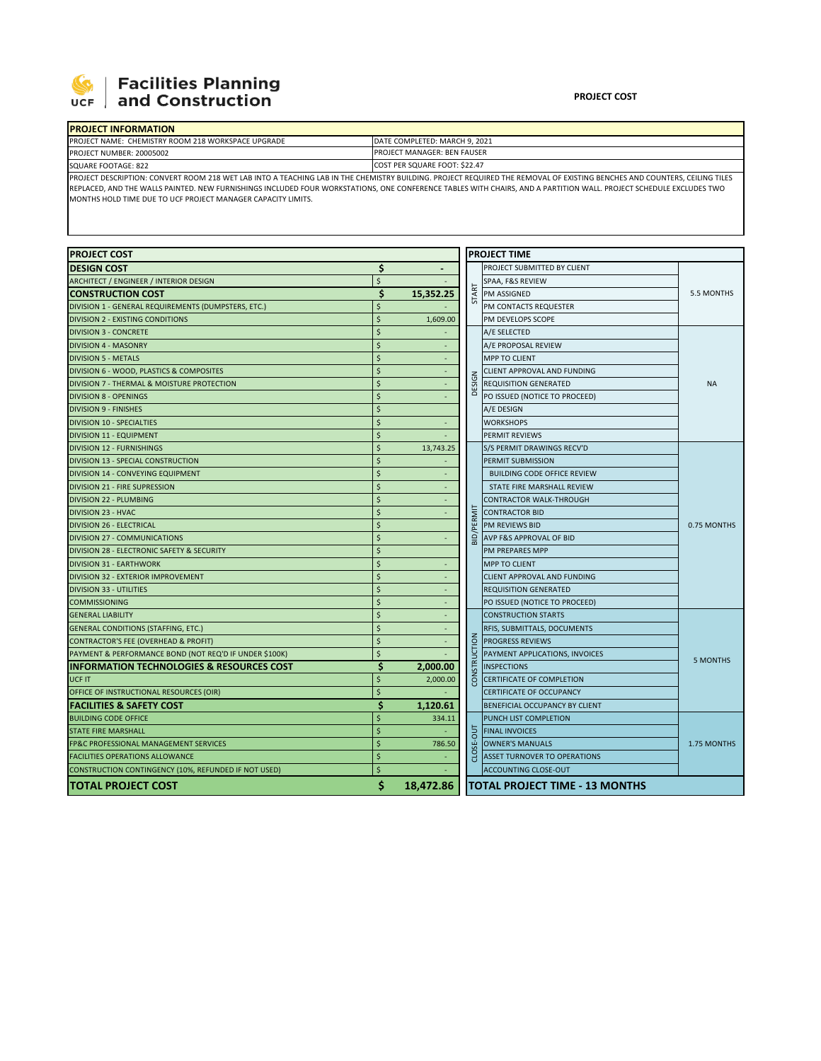**Facilities Planning and Construction**

**PROJECT COST**

| PROJECT INFORMATION | |
|---|---|
| PROJECT NAME: CHEMISTRY ROOM 218 WORKSPACE UPGRADE | DATE COMPLETED: MARCH 9, 2021 |
| PROJECT NUMBER: 20005002 | PROJECT MANAGER: BEN FAUSER |
| SQUARE FOOTAGE: 822 | COST PER SQUARE FOOT: $22.47 |

PROJECT DESCRIPTION: CONVERT ROOM 218 WET LAB INTO A TEACHING LAB IN THE CHEMISTRY BUILDING. PROJECT REQUIRED THE REMOVAL OF EXISTING BENCHES AND COUNTERS, CEILING TILES REPLACED, AND THE WALLS PAINTED. NEW FURNISHINGS INCLUDED FOUR WORKSTATIONS, ONE CONFERENCE TABLES WITH CHAIRS, AND A PARTITION WALL. PROJECT SCHEDULE EXCLUDES TWO MONTHS HOLD TIME DUE TO UCF PROJECT MANAGER CAPACITY LIMITS.

| PROJECT COST | | |
|---|---|---|
| **DESIGN COST** | **$** | **-** |
| ARCHITECT / ENGINEER / INTERIOR DESIGN | $ | - |
| **CONSTRUCTION COST** | **$** | **15,352.25** |
| DIVISION 1 - GENERAL REQUIREMENTS (DUMPSTERS, ETC.) | $ | - |
| DIVISION 2 - EXISTING CONDITIONS | $ | 1,609.00 |
| DIVISION 3 - CONCRETE | $ | - |
| DIVISION 4 - MASONRY | $ | - |
| DIVISION 5 - METALS | $ | - |
| DIVISION 6 - WOOD, PLASTICS & COMPOSITES | $ | - |
| DIVISION 7 - THERMAL & MOISTURE PROTECTION | $ | - |
| DIVISION 8 - OPENINGS | $ | - |
| DIVISION 9 - FINISHES | $ | |
| DIVISION 10 - SPECIALTIES | $ | - |
| DIVISION 11 - EQUIPMENT | $ | - |
| DIVISION 12 - FURNISHINGS | $ | 13,743.25 |
| DIVISION 13 - SPECIAL CONSTRUCTION | $ | - |
| DIVISION 14 - CONVEYING EQUIPMENT | $ | - |
| DIVISION 21 - FIRE SUPRESSION | $ | - |
| DIVISION 22 - PLUMBING | $ | - |
| DIVISION 23 - HVAC | $ | - |
| DIVISION 26 - ELECTRICAL | $ | |
| DIVISION 27 - COMMUNICATIONS | $ | - |
| DIVISION 28 - ELECTRONIC SAFETY & SECURITY | $ | |
| DIVISION 31 - EARTHWORK | $ | - |
| DIVISION 32 - EXTERIOR IMPROVEMENT | $ | - |
| DIVISION 33 - UTILITIES | $ | - |
| COMMISSIONING | $ | - |
| GENERAL LIABILITY | $ | - |
| GENERAL CONDITIONS (STAFFING, ETC.) | $ | - |
| CONTRACTOR'S FEE (OVERHEAD & PROFIT) | $ | - |
| PAYMENT & PERFORMANCE BOND (NOT REQ'D IF UNDER $100K) | $ | - |
| **INFORMATION TECHNOLOGIES & RESOURCES COST** | **$** | **2,000.00** |
| UCF IT | $ | 2,000.00 |
| OFFICE OF INSTRUCTIONAL RESOURCES (OIR) | $ | - |
| **FACILITIES & SAFETY COST** | **$** | **1,120.61** |
| BUILDING CODE OFFICE | $ | 334.11 |
| STATE FIRE MARSHALL | $ | - |
| FP&C PROFESSIONAL MANAGEMENT SERVICES | $ | 786.50 |
| FACILITIES OPERATIONS ALLOWANCE | $ | - |
| CONSTRUCTION CONTINGENCY (10%, REFUNDED IF NOT USED) | $ | - |
| **TOTAL PROJECT COST** | **$** | **18,472.86** |

| PROJECT TIME | | |
|---|---|---|
| START | PROJECT SUBMITTED BY CLIENT | 5.5 MONTHS |
| | SPAA, F&S REVIEW | |
| | PM ASSIGNED | |
| | PM CONTACTS REQUESTER | |
| | PM DEVELOPS SCOPE | |
| DESIGN | A/E SELECTED | NA |
| | A/E PROPOSAL REVIEW | |
| | MPP TO CLIENT | |
| | CLIENT APPROVAL AND FUNDING | |
| | REQUISITION GENERATED | |
| | PO ISSUED (NOTICE TO PROCEED) | |
| | A/E DESIGN | |
| | WORKSHOPS | |
| | PERMIT REVIEWS | |
| BID/PERMIT | S/S PERMIT DRAWINGS RECV'D | 0.75 MONTHS |
| | PERMIT SUBMISSION | |
| | BUILDING CODE OFFICE REVIEW | |
| | STATE FIRE MARSHALL REVIEW | |
| | CONTRACTOR WALK-THROUGH | |
| | CONTRACTOR BID | |
| | PM REVIEWS BID | |
| | AVP F&S APPROVAL OF BID | |
| | PM PREPARES MPP | |
| | MPP TO CLIENT | |
| | CLIENT APPROVAL AND FUNDING | |
| | REQUISITION GENERATED | |
| | PO ISSUED (NOTICE TO PROCEED) | |
| CONSTRUCTION | CONSTRUCTION STARTS | 5 MONTHS |
| | RFIS, SUBMITTALS, DOCUMENTS | |
| | PROGRESS REVIEWS | |
| | PAYMENT APPLICATIONS, INVOICES | |
| | INSPECTIONS | |
| | CERTIFICATE OF COMPLETION | |
| | CERTIFICATE OF OCCUPANCY | |
| | BENEFICIAL OCCUPANCY BY CLIENT | |
| CLOSE-OUT | PUNCH LIST COMPLETION | 1.75 MONTHS |
| | FINAL INVOICES | |
| | OWNER'S MANUALS | |
| | ASSET TURNOVER TO OPERATIONS | |
| | ACCOUNTING CLOSE-OUT | |
| **TOTAL PROJECT TIME - 13 MONTHS** | | |